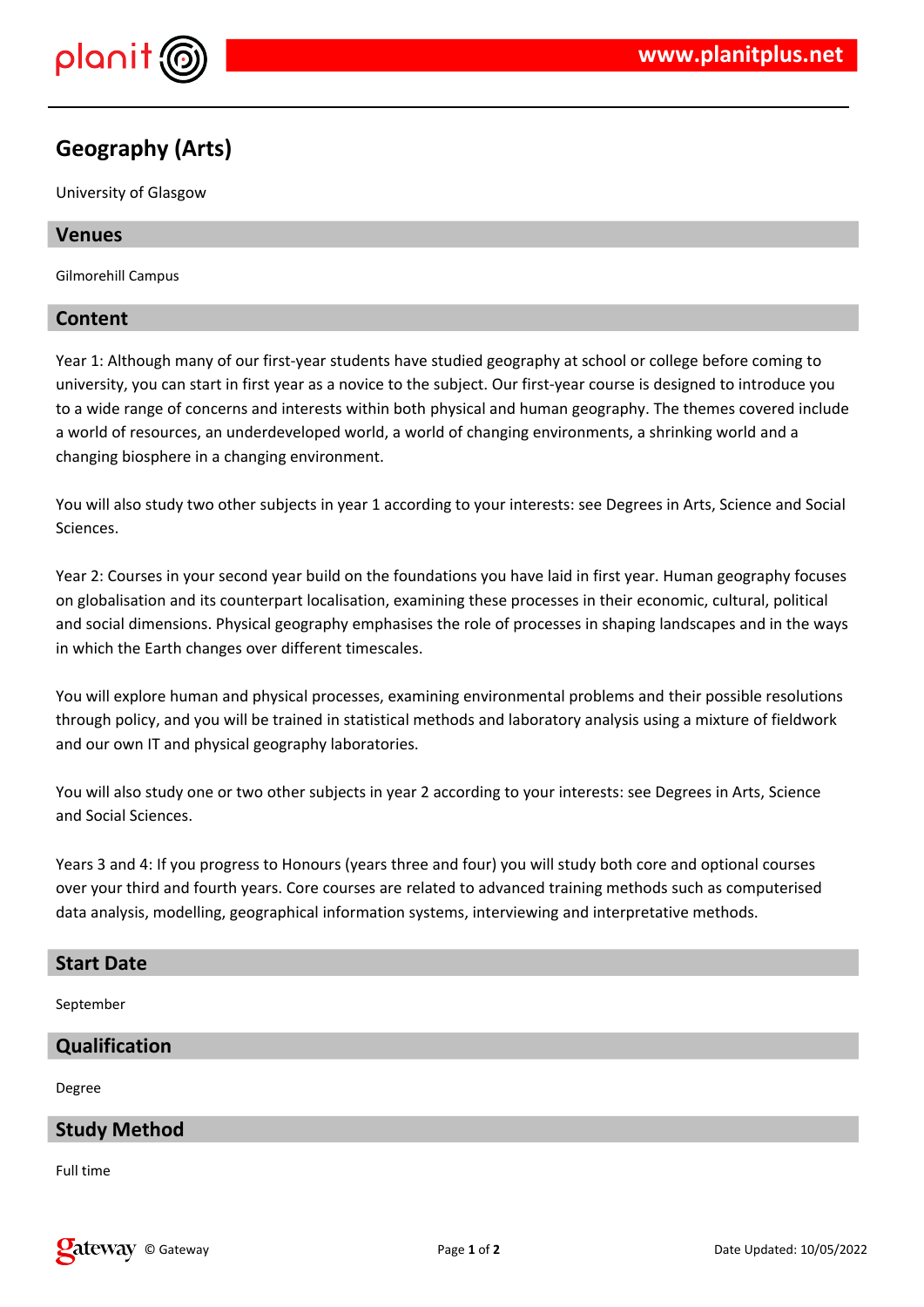# Geography (Arts)

University of Glasgow

## Venues

Gilmorehill Campus

## Content

Year 1: Although many of our first-year students have studied geography at school or college before coming to university, you can start in first year as a novice to the subject. Our first-year course is designed to introduce you to a wide range of concerns and interests within both physical and human geography. The themes covered include a world of resources, an underdeveloped world, a world of changing environments, a shrinking world and a changing biosphere in a changing environment.

You will also study two other subjects in year 1 according to your interests: see Degrees in Arts, Science and Social Sciences.

Year 2: Courses in your second year build on the foundations you have laid in first year. Human geography focuses on globalisation and its counterpart localisation, examining these processes in their economic, cultural, political and social dimensions. Physical geography emphasises the role of processes in shaping landscapes and in the ways in which the Earth changes over different timescales.

You will explore human and physical processes, examining environmental problems and their possible resolutions through policy, and you will be trained in statistical methods and laboratory analysis using a mixture of fieldwork and our own IT and physical geography laboratories.

You will also study one or two other subjects in year 2 according to your interests: see Degrees in Arts, Science and Social Sciences.

Years 3 and 4: If you progress to Honours (years three and four) you will study both core and optional courses over your third and fourth years. Core courses are related to advanced training methods such as computerised data analysis, modelling, geographical information systems, interviewing and interpretative methods.

## Start Date

September

## Qualification

Degree

## Study Method

Full time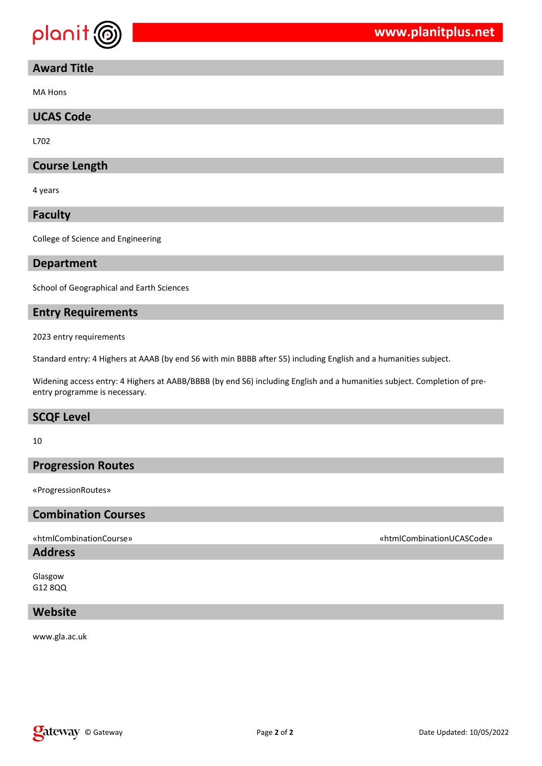## Award Title

MA Hons

## UCAS Code

L702

## Course Length

4 years

## Faculty

College of Science and Engineering

## Department

School of Geographical and Earth Sciences

## Entry Requirements

2023 entry requirements

Standard entry: 4 Highers at AAAB (by end S6 with min BBBB after S5) including English and a humanities subject.

Widening access entry: 4 Highers at AABB/BBBB (by end S6) including English and a humanities subject. Completion of pre-entry programme is necessary.

## SCQF Level

10

## Progression Routes

«ProgressionRoutes»

## Combination Courses

«htmlCombinationCourse» «htmlCombinationUCASCode»

## Address

Glasgow
G12 8QQ

## Website

www.gla.ac.uk